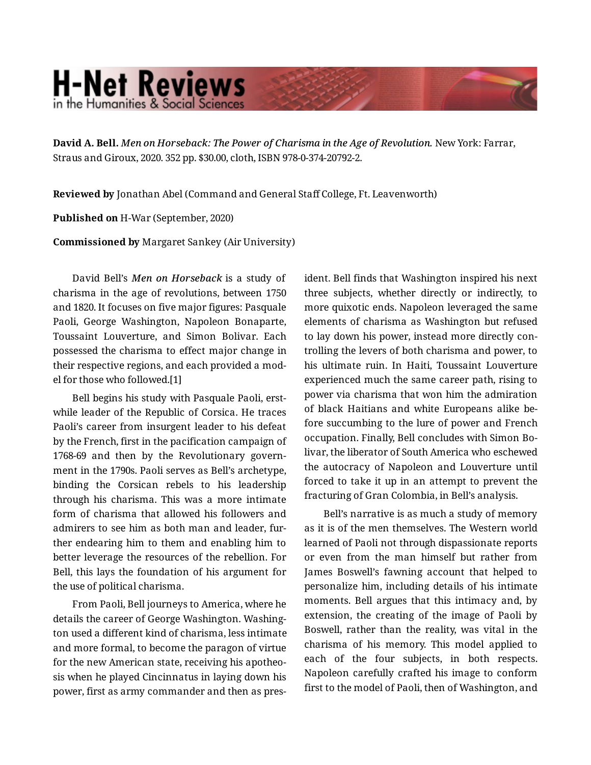**David A. Bell.** *Men on Horseback: The Power of Charisma in the Age of Revolution.* New York: Farrar, Straus and Giroux, 2020. 352 pp. $30.00, cloth, ISBN 978-0-374-20792-2.

**Reviewed by** Jonathan Abel (Command and General Staff College, Ft. Leavenworth)

**Published on** H-War (September, 2020)

**Commissioned by** Margaret Sankey (Air University)

David Bell's *Men on Horseback* is a study of charisma in the age of revolutions, between 1750 and 1820. It focuses on five major figures: Pasquale Paoli, George Washington, Napoleon Bonaparte, Toussaint Louverture, and Simon Bolivar. Each possessed the charisma to effect major change in their respective regions, and each provided a model for those who followed.[1]

Bell begins his study with Pasquale Paoli, erstwhile leader of the Republic of Corsica. He traces Paoli's career from insurgent leader to his defeat by the French, first in the pacification campaign of 1768-69 and then by the Revolutionary government in the 1790s. Paoli serves as Bell's archetype, binding the Corsican rebels to his leadership through his charisma. This was a more intimate form of charisma that allowed his followers and admirers to see him as both man and leader, further endearing him to them and enabling him to better leverage the resources of the rebellion. For Bell, this lays the foundation of his argument for the use of political charisma.

From Paoli, Bell journeys to America, where he details the career of George Washington. Washington used a different kind of charisma, less intimate and more formal, to become the paragon of virtue for the new American state, receiving his apotheosis when he played Cincinnatus in laying down his power, first as army commander and then as president. Bell finds that Washington inspired his next three subjects, whether directly or indirectly, to more quixotic ends. Napoleon leveraged the same elements of charisma as Washington but refused to lay down his power, instead more directly controlling the levers of both charisma and power, to his ultimate ruin. In Haiti, Toussaint Louverture experienced much the same career path, rising to power via charisma that won him the admiration of black Haitians and white Europeans alike before succumbing to the lure of power and French occupation. Finally, Bell concludes with Simon Bolivar, the liberator of South America who eschewed the autocracy of Napoleon and Louverture until forced to take it up in an attempt to prevent the fracturing of Gran Colombia, in Bell's analysis.

Bell's narrative is as much a study of memory as it is of the men themselves. The Western world learned of Paoli not through dispassionate reports or even from the man himself but rather from James Boswell's fawning account that helped to personalize him, including details of his intimate moments. Bell argues that this intimacy and, by extension, the creating of the image of Paoli by Boswell, rather than the reality, was vital in the charisma of his memory. This model applied to each of the four subjects, in both respects. Napoleon carefully crafted his image to conform first to the model of Paoli, then of Washington, and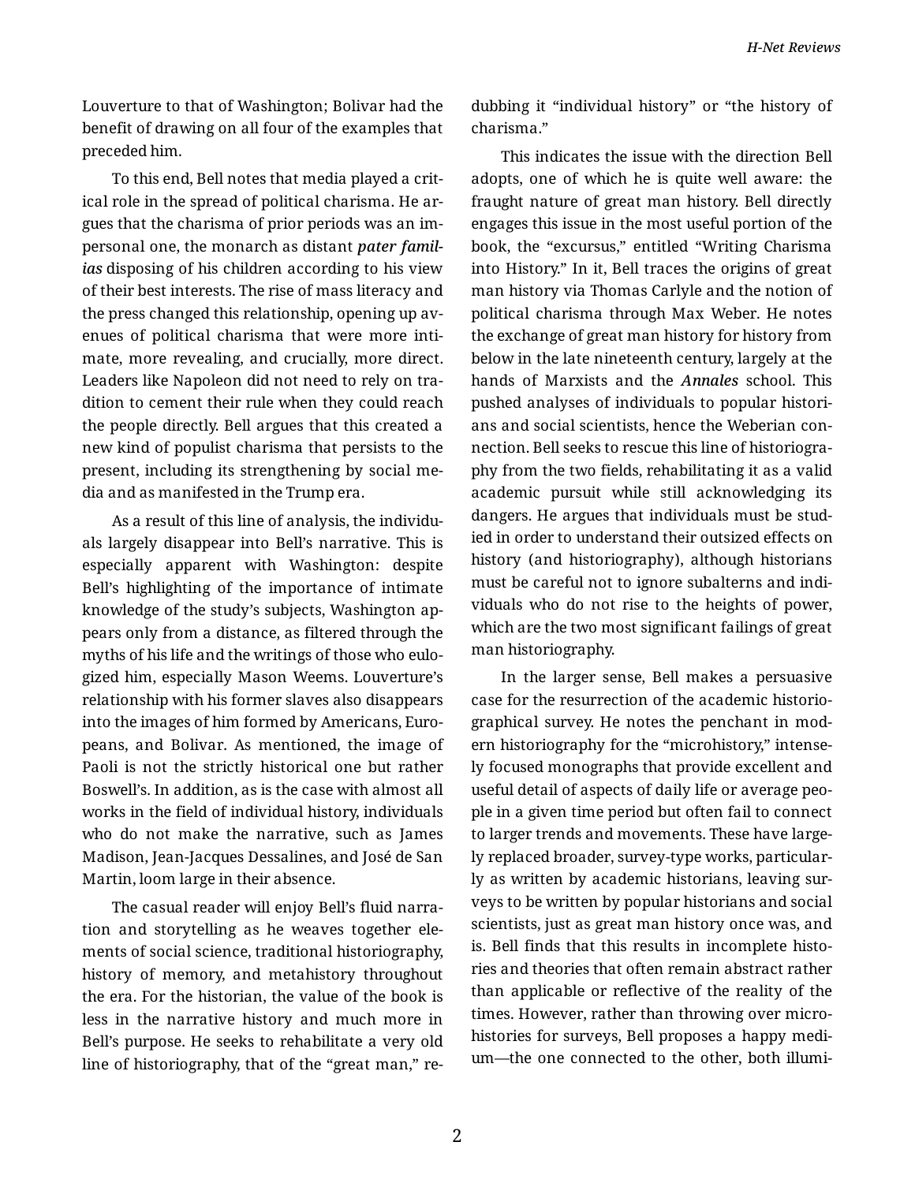Louverture to that of Washington; Bolivar had the benefit of drawing on all four of the examples that preceded him.

To this end, Bell notes that media played a critical role in the spread of political charisma. He argues that the charisma of prior periods was an impersonal one, the monarch as distant ***pater familias*** disposing of his children according to his view of their best interests. The rise of mass literacy and the press changed this relationship, opening up avenues of political charisma that were more intimate, more revealing, and crucially, more direct. Leaders like Napoleon did not need to rely on tradition to cement their rule when they could reach the people directly. Bell argues that this created a new kind of populist charisma that persists to the present, including its strengthening by social media and as manifested in the Trump era.

As a result of this line of analysis, the individuals largely disappear into Bell's narrative. This is especially apparent with Washington: despite Bell's highlighting of the importance of intimate knowledge of the study's subjects, Washington appears only from a distance, as filtered through the myths of his life and the writings of those who eulogized him, especially Mason Weems. Louverture's relationship with his former slaves also disappears into the images of him formed by Americans, Europeans, and Bolivar. As mentioned, the image of Paoli is not the strictly historical one but rather Boswell's. In addition, as is the case with almost all works in the field of individual history, individuals who do not make the narrative, such as James Madison, Jean-Jacques Dessalines, and José de San Martin, loom large in their absence.

The casual reader will enjoy Bell's fluid narration and storytelling as he weaves together elements of social science, traditional historiography, history of memory, and metahistory throughout the era. For the historian, the value of the book is less in the narrative history and much more in Bell's purpose. He seeks to rehabilitate a very old line of historiography, that of the "great man," redubbing it "individual history" or "the history of charisma."

This indicates the issue with the direction Bell adopts, one of which he is quite well aware: the fraught nature of great man history. Bell directly engages this issue in the most useful portion of the book, the "excursus," entitled "Writing Charisma into History." In it, Bell traces the origins of great man history via Thomas Carlyle and the notion of political charisma through Max Weber. He notes the exchange of great man history for history from below in the late nineteenth century, largely at the hands of Marxists and the ***Annales*** school. This pushed analyses of individuals to popular historians and social scientists, hence the Weberian connection. Bell seeks to rescue this line of historiography from the two fields, rehabilitating it as a valid academic pursuit while still acknowledging its dangers. He argues that individuals must be studied in order to understand their outsized effects on history (and historiography), although historians must be careful not to ignore subalterns and individuals who do not rise to the heights of power, which are the two most significant failings of great man historiography.

In the larger sense, Bell makes a persuasive case for the resurrection of the academic historiographical survey. He notes the penchant in modern historiography for the "microhistory," intensely focused monographs that provide excellent and useful detail of aspects of daily life or average people in a given time period but often fail to connect to larger trends and movements. These have largely replaced broader, survey-type works, particularly as written by academic historians, leaving surveys to be written by popular historians and social scientists, just as great man history once was, and is. Bell finds that this results in incomplete histories and theories that often remain abstract rather than applicable or reflective of the reality of the times. However, rather than throwing over microhistories for surveys, Bell proposes a happy medium—the one connected to the other, both illumi-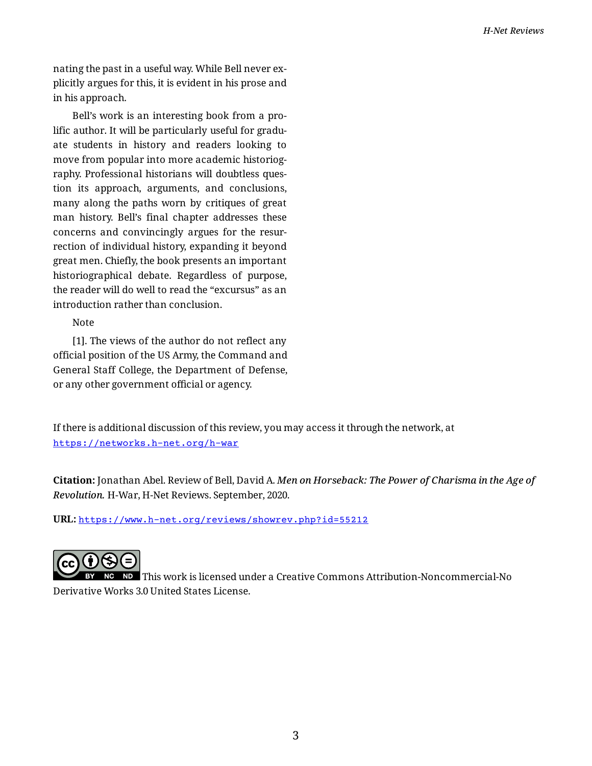nating the past in a useful way. While Bell never explicitly argues for this, it is evident in his prose and in his approach.

Bell's work is an interesting book from a prolific author. It will be particularly useful for graduate students in history and readers looking to move from popular into more academic historiography. Professional historians will doubtless question its approach, arguments, and conclusions, many along the paths worn by critiques of great man history. Bell's final chapter addresses these concerns and convincingly argues for the resurrection of individual history, expanding it beyond great men. Chiefly, the book presents an important historiographical debate. Regardless of purpose, the reader will do well to read the "excursus" as an introduction rather than conclusion.

Note

[1]. The views of the author do not reflect any official position of the US Army, the Command and General Staff College, the Department of Defense, or any other government official or agency.

If there is additional discussion of this review, you may access it through the network, at https://networks.h-net.org/h-war

**Citation:** Jonathan Abel. Review of Bell, David A. *Men on Horseback: The Power of Charisma in the Age of Revolution.* H-War, H-Net Reviews. September, 2020.

**URL:** https://www.h-net.org/reviews/showrev.php?id=55212

This work is licensed under a Creative Commons Attribution-Noncommercial-No Derivative Works 3.0 United States License.